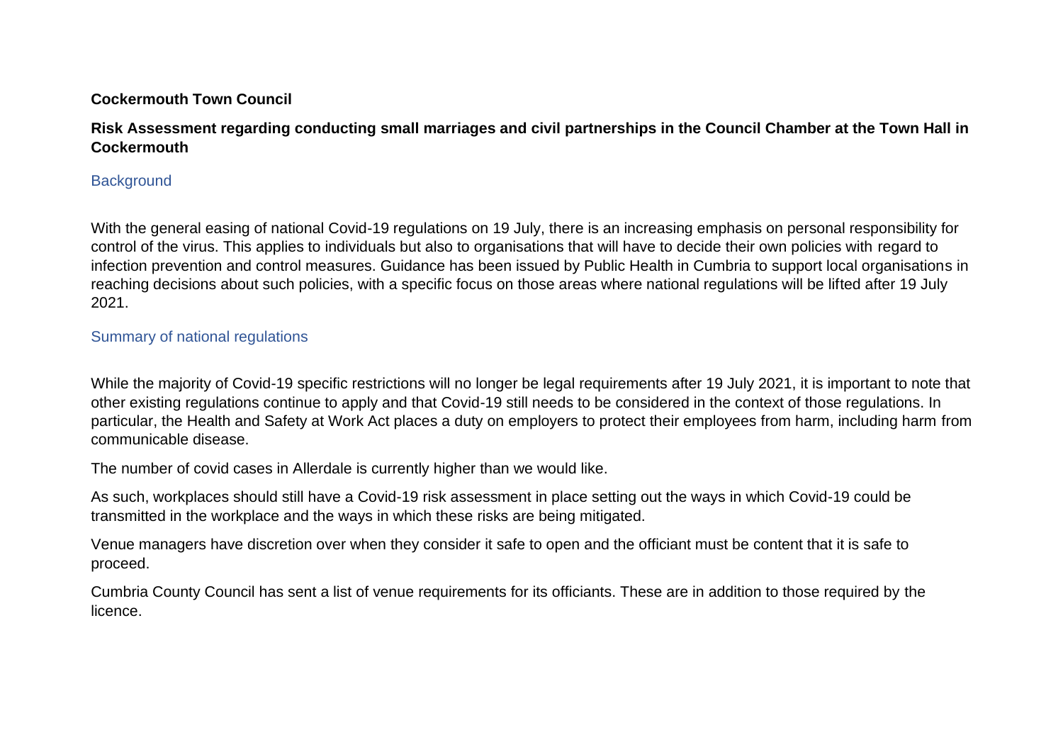**Cockermouth Town Council**

**Risk Assessment regarding conducting small marriages and civil partnerships in the Council Chamber at the Town Hall in Cockermouth**

## Background

With the general easing of national Covid-19 regulations on 19 July, there is an increasing emphasis on personal responsibility for control of the virus. This applies to individuals but also to organisations that will have to decide their own policies with regard to infection prevention and control measures. Guidance has been issued by Public Health in Cumbria to support local organisations in reaching decisions about such policies, with a specific focus on those areas where national regulations will be lifted after 19 July 2021.

## Summary of national regulations

While the majority of Covid-19 specific restrictions will no longer be legal requirements after 19 July 2021, it is important to note that other existing regulations continue to apply and that Covid-19 still needs to be considered in the context of those regulations. In particular, the Health and Safety at Work Act places a duty on employers to protect their employees from harm, including harm from communicable disease.

The number of covid cases in Allerdale is currently higher than we would like.

As such, workplaces should still have a Covid-19 risk assessment in place setting out the ways in which Covid-19 could be transmitted in the workplace and the ways in which these risks are being mitigated.

Venue managers have discretion over when they consider it safe to open and the officiant must be content that it is safe to proceed.

Cumbria County Council has sent a list of venue requirements for its officiants. These are in addition to those required by the licence.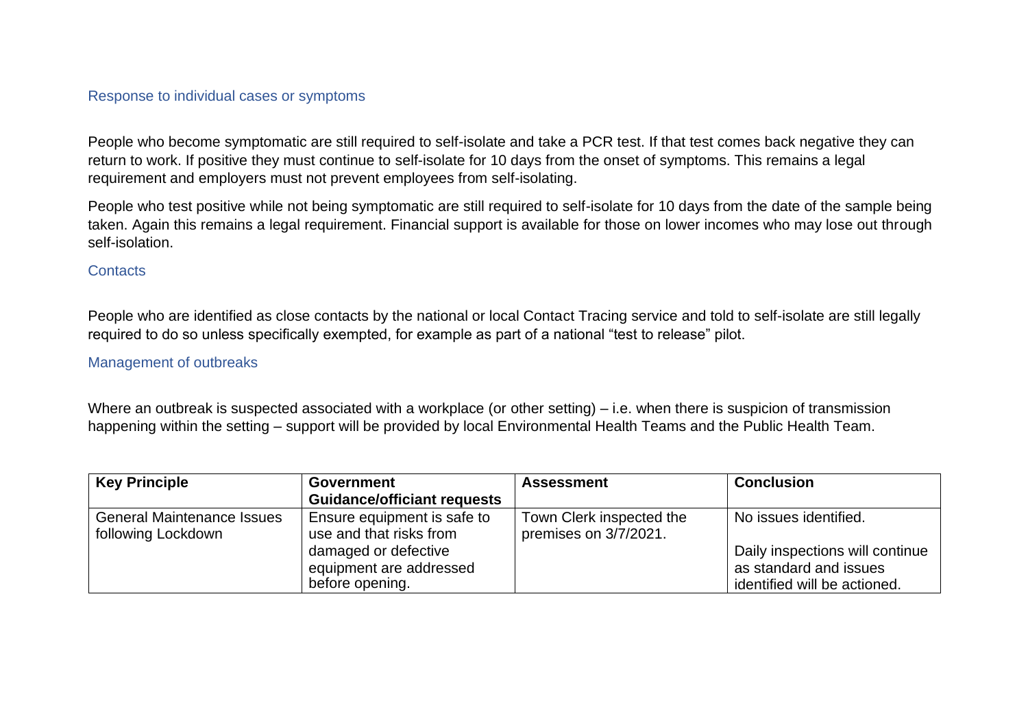### Response to individual cases or symptoms

People who become symptomatic are still required to self-isolate and take a PCR test. If that test comes back negative they can return to work. If positive they must continue to self-isolate for 10 days from the onset of symptoms. This remains a legal requirement and employers must not prevent employees from self-isolating.

People who test positive while not being symptomatic are still required to self-isolate for 10 days from the date of the sample being taken. Again this remains a legal requirement. Financial support is available for those on lower incomes who may lose out through self-isolation.

### Contacts

People who are identified as close contacts by the national or local Contact Tracing service and told to self-isolate are still legally required to do so unless specifically exempted, for example as part of a national "test to release" pilot.

### Management of outbreaks

Where an outbreak is suspected associated with a workplace (or other setting) – i.e. when there is suspicion of transmission happening within the setting – support will be provided by local Environmental Health Teams and the Public Health Team.

| Key Principle | Government Guidance/officiant requests | Assessment | Conclusion |
|---|---|---|---|
| General Maintenance Issues following Lockdown | Ensure equipment is safe to use and that risks from damaged or defective equipment are addressed before opening. | Town Clerk inspected the premises on 3/7/2021. | No issues identified.<br><br>Daily inspections will continue as standard and issues identified will be actioned. |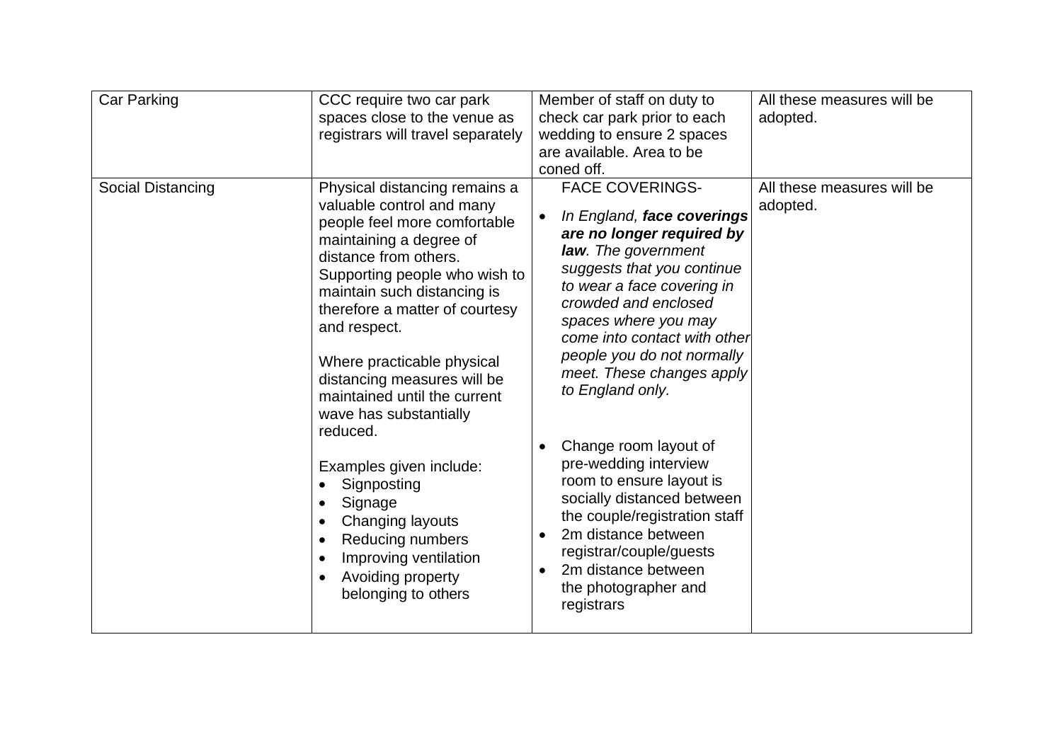| Car Parking | CCC require two car park spaces close to the venue as registrars will travel separately | Member of staff on duty to check car park prior to each wedding to ensure 2 spaces are available. Area to be coned off. | All these measures will be adopted. |
|---|---|---|---|
| Social Distancing | Physical distancing remains a valuable control and many people feel more comfortable maintaining a degree of distance from others. Supporting people who wish to maintain such distancing is therefore a matter of courtesy and respect.<br><br>Where practicable physical distancing measures will be maintained until the current wave has substantially reduced.<br><br>Examples given include:<br>• Signposting<br>• Signage<br>• Changing layouts<br>• Reducing numbers<br>• Improving ventilation<br>• Avoiding property belonging to others | FACE COVERINGS-<br>• *In England, **face coverings are no longer required by law**. The government suggests that you continue to wear a face covering in crowded and enclosed spaces where you may come into contact with other people you do not normally meet. These changes apply to England only.*<br><br>• Change room layout of pre-wedding interview room to ensure layout is socially distanced between the couple/registration staff<br>• 2m distance between registrar/couple/guests<br>• 2m distance between the photographer and registrars | All these measures will be adopted. |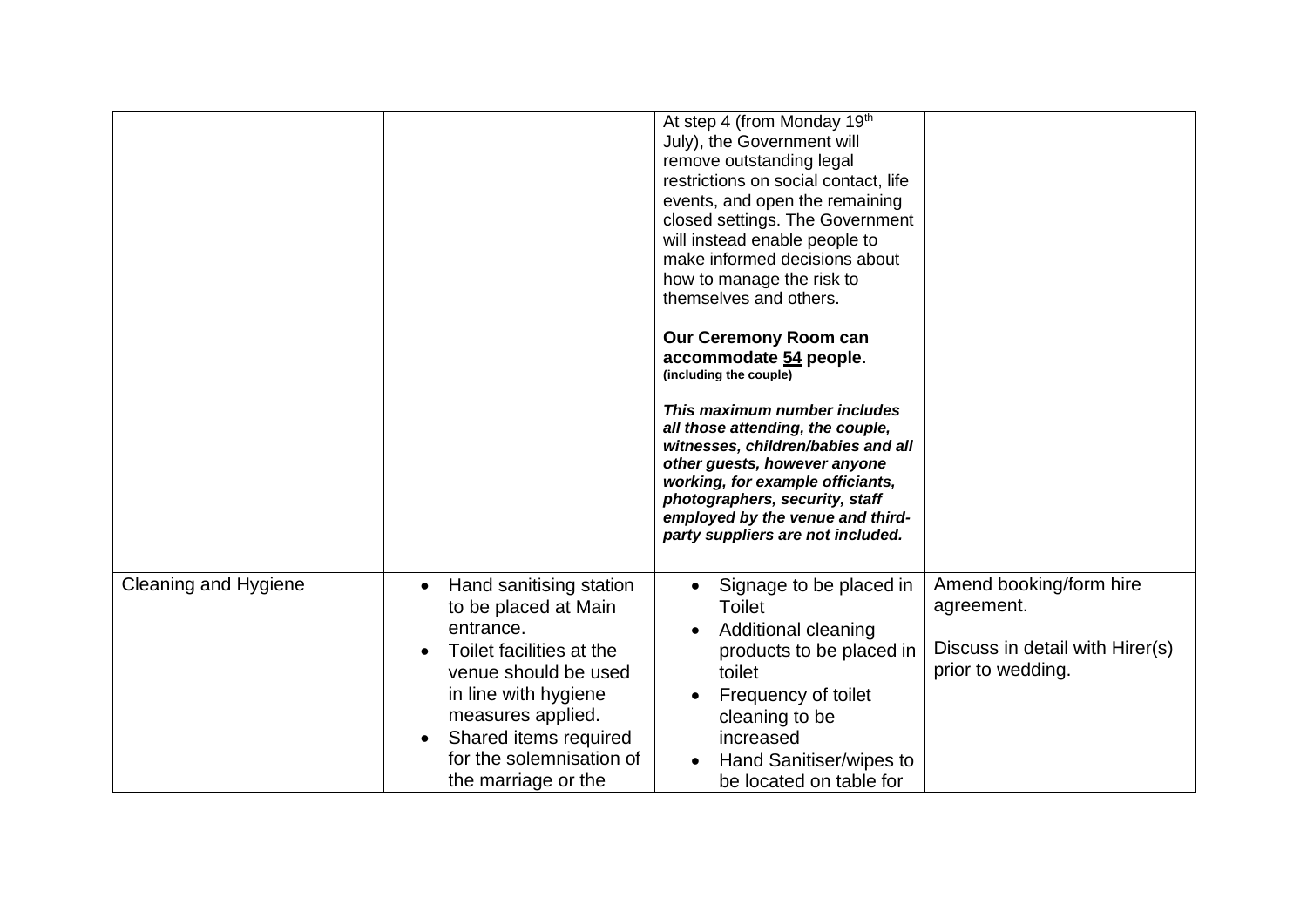| | | | |
|---|---|---|---|
| | | At step 4 (from Monday 19th July), the Government will remove outstanding legal restrictions on social contact, life events, and open the remaining closed settings. The Government will instead enable people to make informed decisions about how to manage the risk to themselves and others.<br><br>**Our Ceremony Room can accommodate 54 people.**<br>**(including the couple)**<br><br>***This maximum number includes all those attending, the couple, witnesses, children/babies and all other guests, however anyone working, for example officiants, photographers, security, staff employed by the venue and third-party suppliers are not included.*** | |
| Cleaning and Hygiene | • Hand sanitising station to be placed at Main entrance.<br>• Toilet facilities at the venue should be used in line with hygiene measures applied.<br>• Shared items required for the solemnisation of the marriage or the | • Signage to be placed in Toilet<br>• Additional cleaning products to be placed in toilet<br>• Frequency of toilet cleaning to be increased<br>• Hand Sanitiser/wipes to be located on table for | Amend booking/form hire agreement.<br><br>Discuss in detail with Hirer(s) prior to wedding. |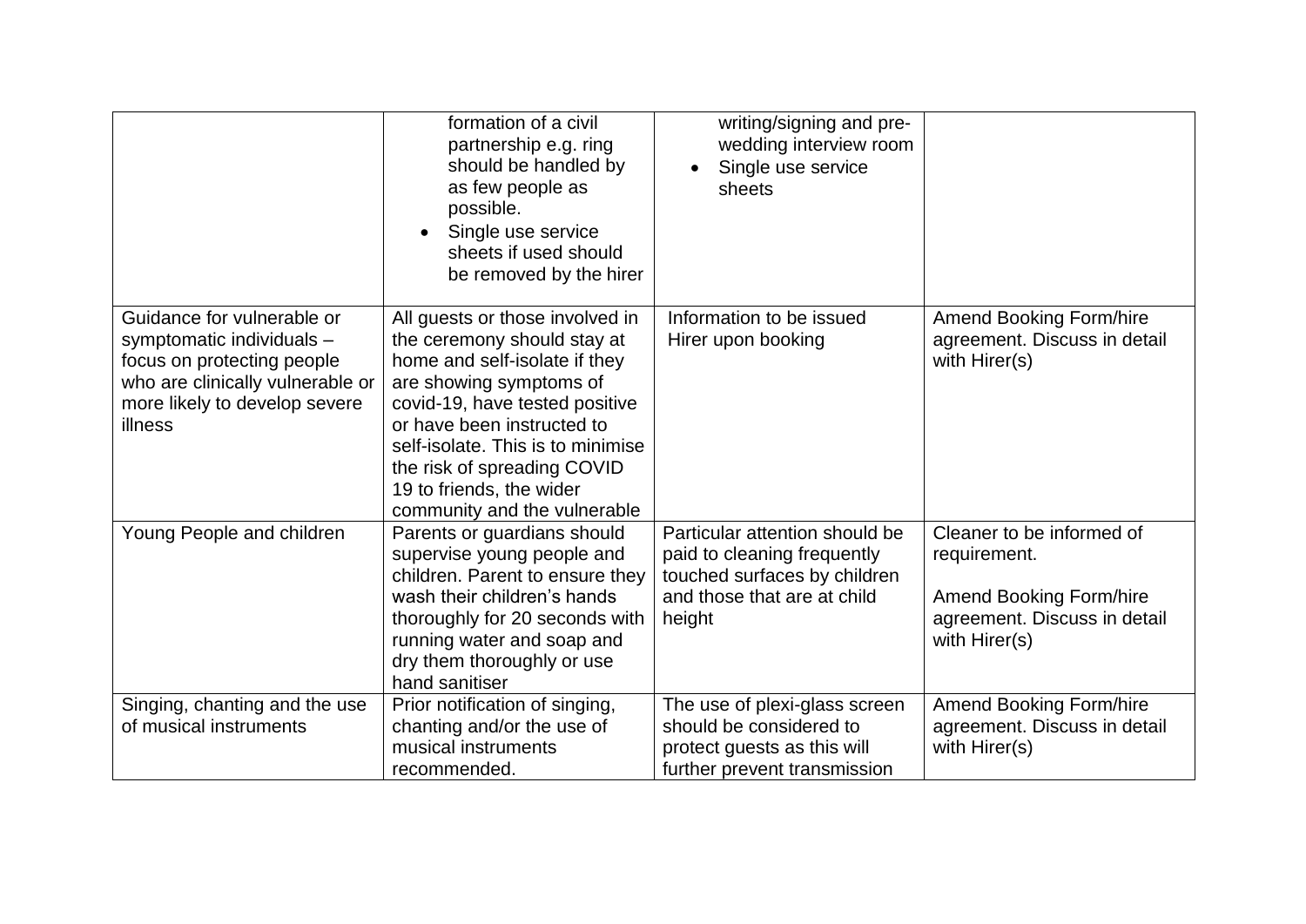| | | | |
|---|---|---|---|
| | formation of a civil partnership e.g. ring should be handled by as few people as possible.<br>• Single use service sheets if used should be removed by the hirer | writing/signing and pre-wedding interview room<br>• Single use service sheets | |
| Guidance for vulnerable or symptomatic individuals – focus on protecting people who are clinically vulnerable or more likely to develop severe illness | All guests or those involved in the ceremony should stay at home and self-isolate if they are showing symptoms of covid-19, have tested positive or have been instructed to self-isolate. This is to minimise the risk of spreading COVID 19 to friends, the wider community and the vulnerable | Information to be issued Hirer upon booking | Amend Booking Form/hire agreement. Discuss in detail with Hirer(s) |
| Young People and children | Parents or guardians should supervise young people and children. Parent to ensure they wash their children's hands thoroughly for 20 seconds with running water and soap and dry them thoroughly or use hand sanitiser | Particular attention should be paid to cleaning frequently touched surfaces by children and those that are at child height | Cleaner to be informed of requirement.<br><br>Amend Booking Form/hire agreement. Discuss in detail with Hirer(s) |
| Singing, chanting and the use of musical instruments | Prior notification of singing, chanting and/or the use of musical instruments recommended. | The use of plexi-glass screen should be considered to protect guests as this will further prevent transmission | Amend Booking Form/hire agreement. Discuss in detail with Hirer(s) |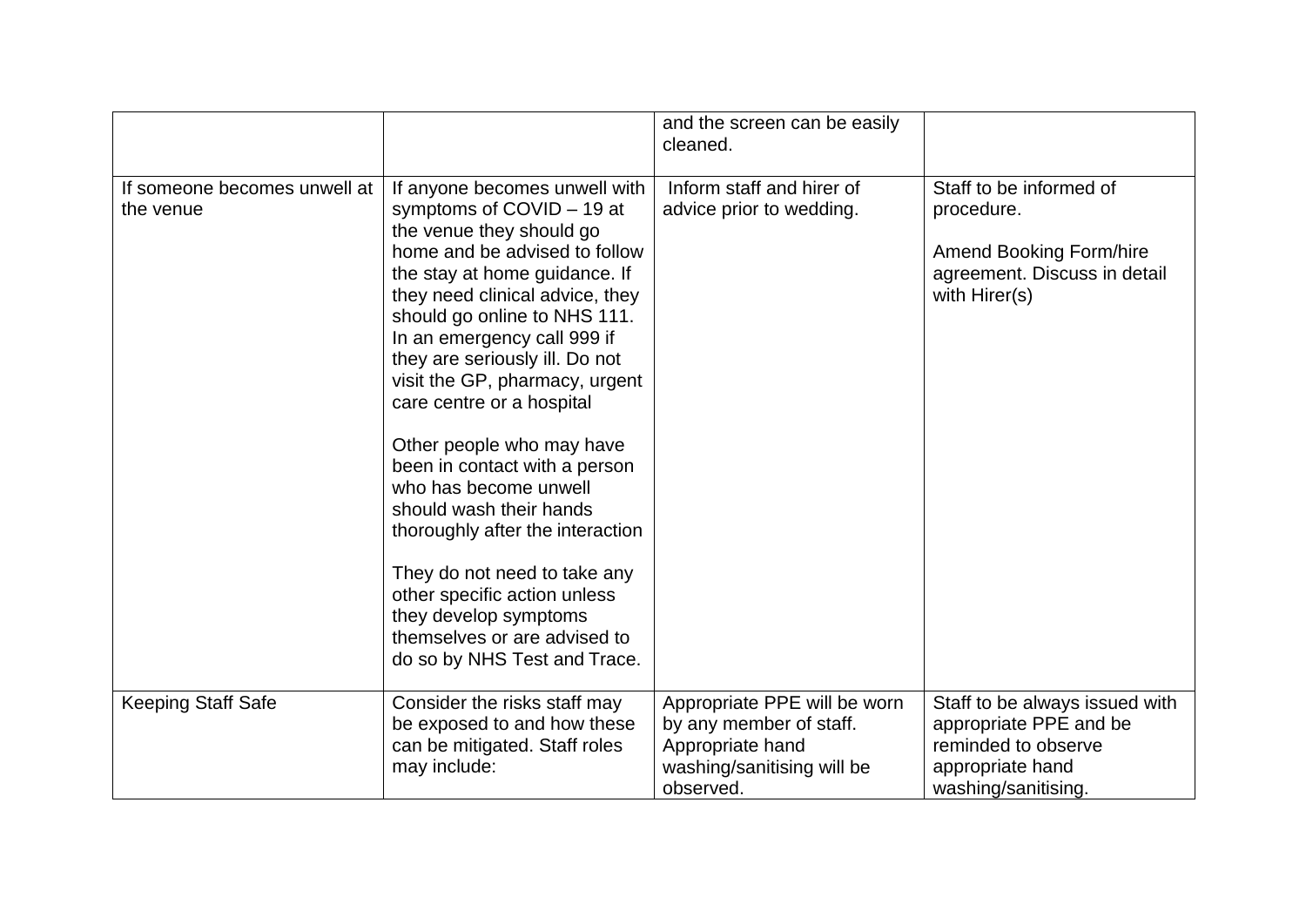| | | | |
|---|---|---|---|
| | | and the screen can be easily cleaned. | |
| If someone becomes unwell at the venue | If anyone becomes unwell with symptoms of COVID – 19 at the venue they should go home and be advised to follow the stay at home guidance. If they need clinical advice, they should go online to NHS 111. In an emergency call 999 if they are seriously ill. Do not visit the GP, pharmacy, urgent care centre or a hospital<br><br>Other people who may have been in contact with a person who has become unwell should wash their hands thoroughly after the interaction<br><br>They do not need to take any other specific action unless they develop symptoms themselves or are advised to do so by NHS Test and Trace. | Inform staff and hirer of advice prior to wedding. | Staff to be informed of procedure.<br><br>Amend Booking Form/hire agreement. Discuss in detail with Hirer(s) |
| Keeping Staff Safe | Consider the risks staff may be exposed to and how these can be mitigated. Staff roles may include: | Appropriate PPE will be worn by any member of staff. Appropriate hand washing/sanitising will be observed. | Staff to be always issued with appropriate PPE and be reminded to observe appropriate hand washing/sanitising. |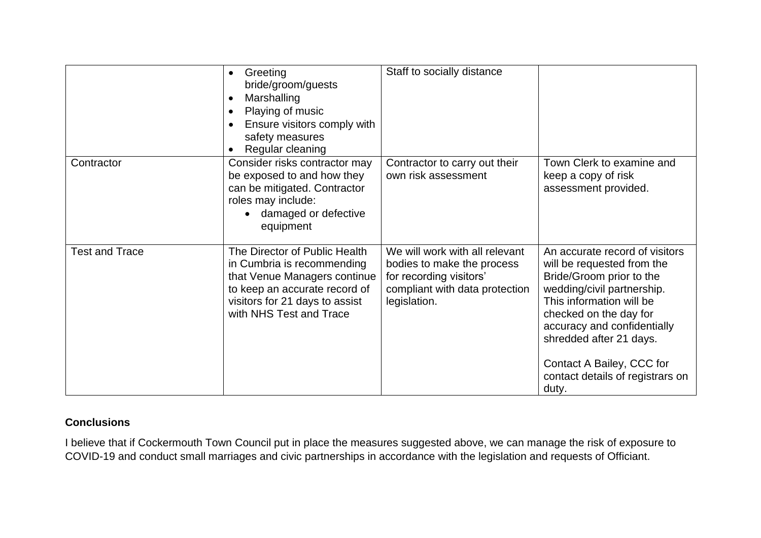| | | | |
|---|---|---|---|
| | • Greeting bride/groom/guests<br>• Marshalling<br>• Playing of music<br>• Ensure visitors comply with safety measures<br>• Regular cleaning | Staff to socially distance | |
| Contractor | Consider risks contractor may be exposed to and how they can be mitigated. Contractor roles may include:<br>• damaged or defective equipment | Contractor to carry out their own risk assessment | Town Clerk to examine and keep a copy of risk assessment provided. |
| Test and Trace | The Director of Public Health in Cumbria is recommending that Venue Managers continue to keep an accurate record of visitors for 21 days to assist with NHS Test and Trace | We will work with all relevant bodies to make the process for recording visitors' compliant with data protection legislation. | An accurate record of visitors will be requested from the Bride/Groom prior to the wedding/civil partnership. This information will be checked on the day for accuracy and confidentially shredded after 21 days.<br><br>Contact A Bailey, CCC for contact details of registrars on duty. |

**Conclusions**

I believe that if Cockermouth Town Council put in place the measures suggested above, we can manage the risk of exposure to COVID-19 and conduct small marriages and civic partnerships in accordance with the legislation and requests of Officiant.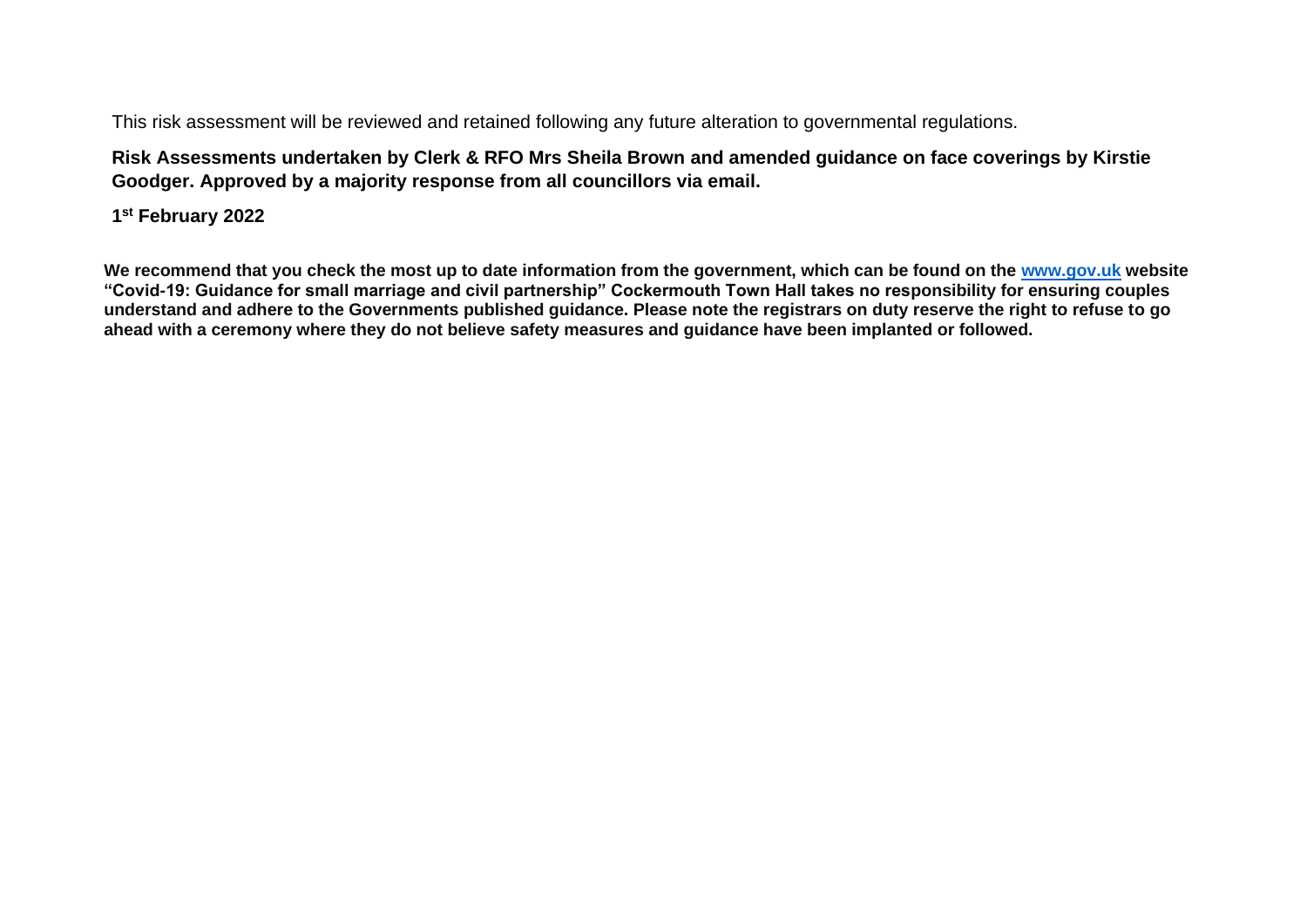This risk assessment will be reviewed and retained following any future alteration to governmental regulations.

**Risk Assessments undertaken by Clerk & RFO Mrs Sheila Brown and amended guidance on face coverings by Kirstie Goodger. Approved by a majority response from all councillors via email.**

**1st February 2022**

**We recommend that you check the most up to date information from the government, which can be found on the [www.gov.uk](http://www.gov.uk) website "Covid-19: Guidance for small marriage and civil partnership" Cockermouth Town Hall takes no responsibility for ensuring couples understand and adhere to the Governments published guidance. Please note the registrars on duty reserve the right to refuse to go ahead with a ceremony where they do not believe safety measures and guidance have been implanted or followed.**